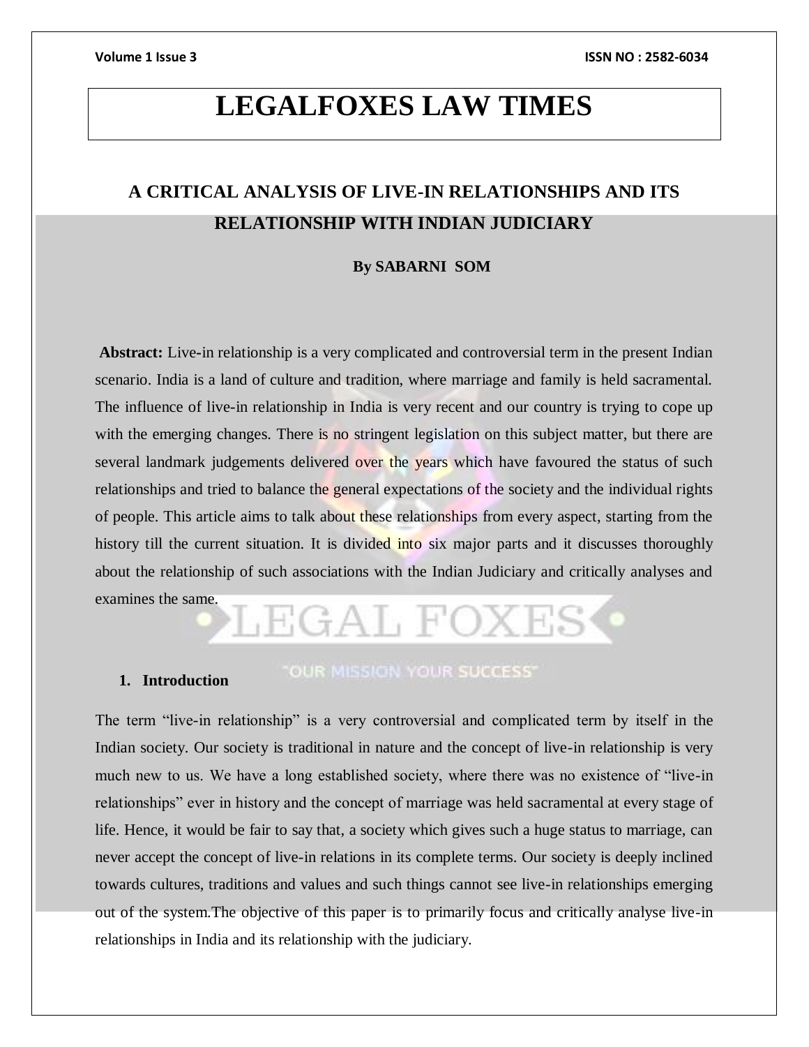# LEGALFOXES LAW TIMES

## A CRITICAL ANALYSIS OF LIVE-IN RELATIONSHIPS AND ITS RELATIONSHIP WITH INDIAN JUDICIARY

**By SABARNI SOM**

**Abstract:** Live-in relationship is a very complicated and controversial term in the present Indian scenario. India is a land of culture and tradition, where marriage and family is held sacramental. The influence of live-in relationship in India is very recent and our country is trying to cope up with the emerging changes. There is no stringent legislation on this subject matter, but there are several landmark judgements delivered over the years which have favoured the status of such relationships and tried to balance the general expectations of the society and the individual rights of people. This article aims to talk about these relationships from every aspect, starting from the history till the current situation. It is divided into six major parts and it discusses thoroughly about the relationship of such associations with the Indian Judiciary and critically analyses and examines the same.

### 1. Introduction

The term "live-in relationship" is a very controversial and complicated term by itself in the Indian society. Our society is traditional in nature and the concept of live-in relationship is very much new to us. We have a long established society, where there was no existence of "live-in relationships" ever in history and the concept of marriage was held sacramental at every stage of life. Hence, it would be fair to say that, a society which gives such a huge status to marriage, can never accept the concept of live-in relations in its complete terms. Our society is deeply inclined towards cultures, traditions and values and such things cannot see live-in relationships emerging out of the system.The objective of this paper is to primarily focus and critically analyse live-in relationships in India and its relationship with the judiciary.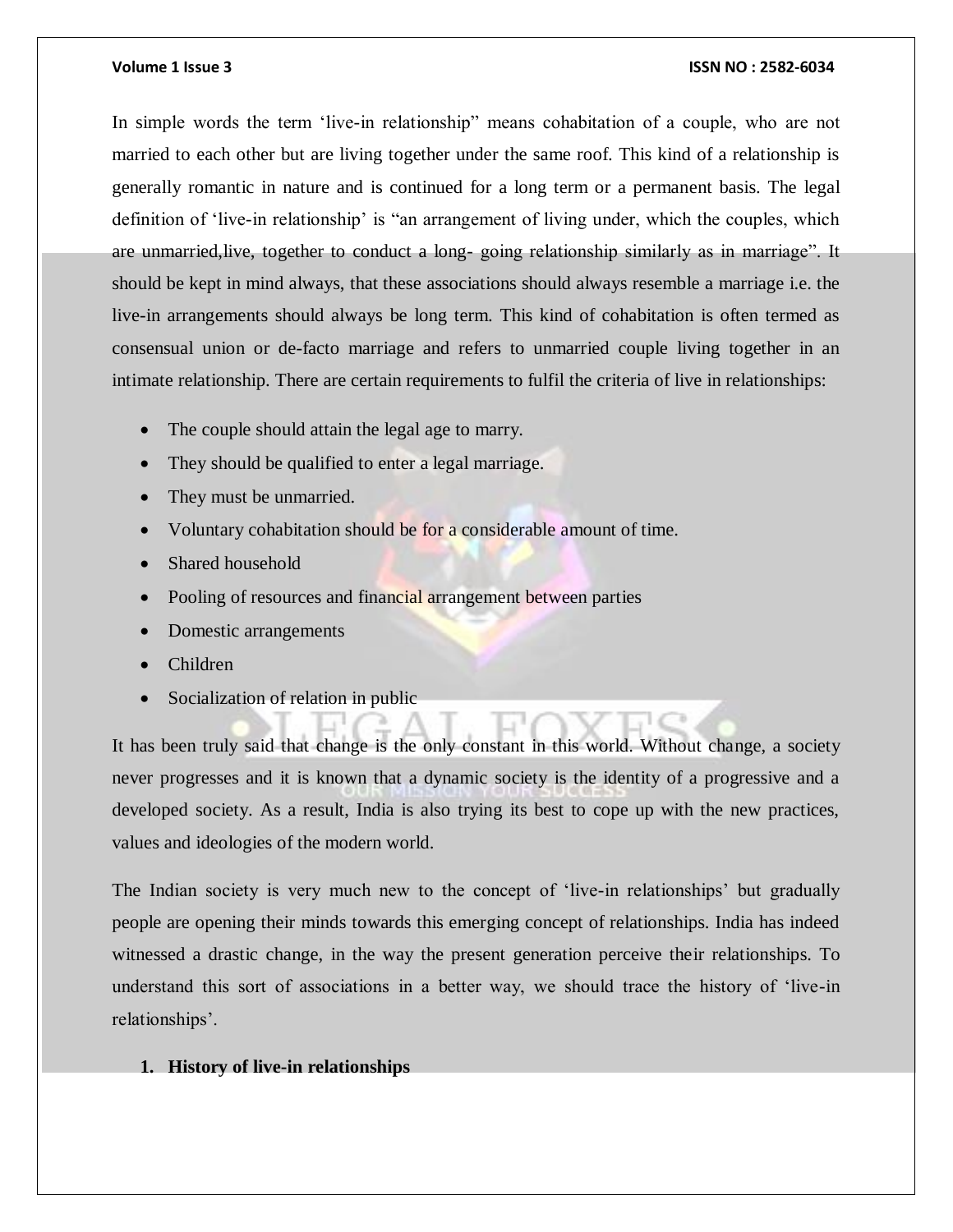In simple words the term 'live-in relationship" means cohabitation of a couple, who are not married to each other but are living together under the same roof. This kind of a relationship is generally romantic in nature and is continued for a long term or a permanent basis. The legal definition of 'live-in relationship' is "an arrangement of living under, which the couples, which are unmarried,live, together to conduct a long- going relationship similarly as in marriage". It should be kept in mind always, that these associations should always resemble a marriage i.e. the live-in arrangements should always be long term. This kind of cohabitation is often termed as consensual union or de-facto marriage and refers to unmarried couple living together in an intimate relationship. There are certain requirements to fulfil the criteria of live in relationships:

- The couple should attain the legal age to marry.
- They should be qualified to enter a legal marriage.
- They must be unmarried.
- Voluntary cohabitation should be for a considerable amount of time.
- Shared household
- Pooling of resources and financial arrangement between parties
- Domestic arrangements
- Children
- Socialization of relation in public

It has been truly said that change is the only constant in this world. Without change, a society never progresses and it is known that a dynamic society is the identity of a progressive and a developed society. As a result, India is also trying its best to cope up with the new practices, values and ideologies of the modern world.

The Indian society is very much new to the concept of 'live-in relationships' but gradually people are opening their minds towards this emerging concept of relationships. India has indeed witnessed a drastic change, in the way the present generation perceive their relationships. To understand this sort of associations in a better way, we should trace the history of 'live-in relationships'.

1. **History of live-in relationships**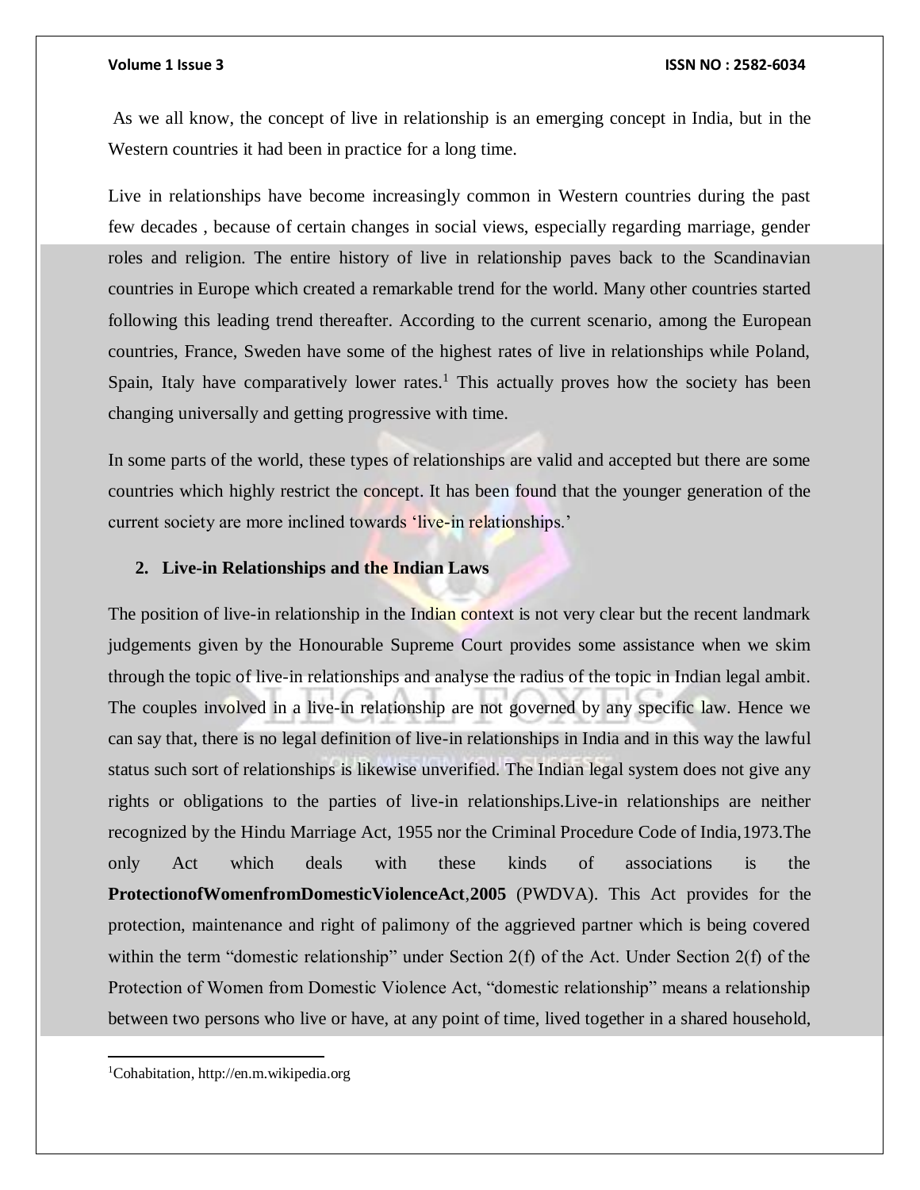As we all know, the concept of live in relationship is an emerging concept in India, but in the Western countries it had been in practice for a long time.

Live in relationships have become increasingly common in Western countries during the past few decades , because of certain changes in social views, especially regarding marriage, gender roles and religion. The entire history of live in relationship paves back to the Scandinavian countries in Europe which created a remarkable trend for the world. Many other countries started following this leading trend thereafter. According to the current scenario, among the European countries, France, Sweden have some of the highest rates of live in relationships while Poland, Spain, Italy have comparatively lower rates.[1] This actually proves how the society has been changing universally and getting progressive with time.

In some parts of the world, these types of relationships are valid and accepted but there are some countries which highly restrict the concept. It has been found that the younger generation of the current society are more inclined towards 'live-in relationships.'

## 2. Live-in Relationships and the Indian Laws

The position of live-in relationship in the Indian context is not very clear but the recent landmark judgements given by the Honourable Supreme Court provides some assistance when we skim through the topic of live-in relationships and analyse the radius of the topic in Indian legal ambit. The couples involved in a live-in relationship are not governed by any specific law. Hence we can say that, there is no legal definition of live-in relationships in India and in this way the lawful status such sort of relationships is likewise unverified. The Indian legal system does not give any rights or obligations to the parties of live-in relationships.Live-in relationships are neither recognized by the Hindu Marriage Act, 1955 nor the Criminal Procedure Code of India,1973.The only Act which deals with these kinds of associations is the **ProtectionofWomenfromDomesticViolenceAct**,**2005** (PWDVA). This Act provides for the protection, maintenance and right of palimony of the aggrieved partner which is being covered within the term "domestic relationship" under Section 2(f) of the Act. Under Section 2(f) of the Protection of Women from Domestic Violence Act, "domestic relationship" means a relationship between two persons who live or have, at any point of time, lived together in a shared household,

---

[1] Cohabitation, http://en.m.wikipedia.org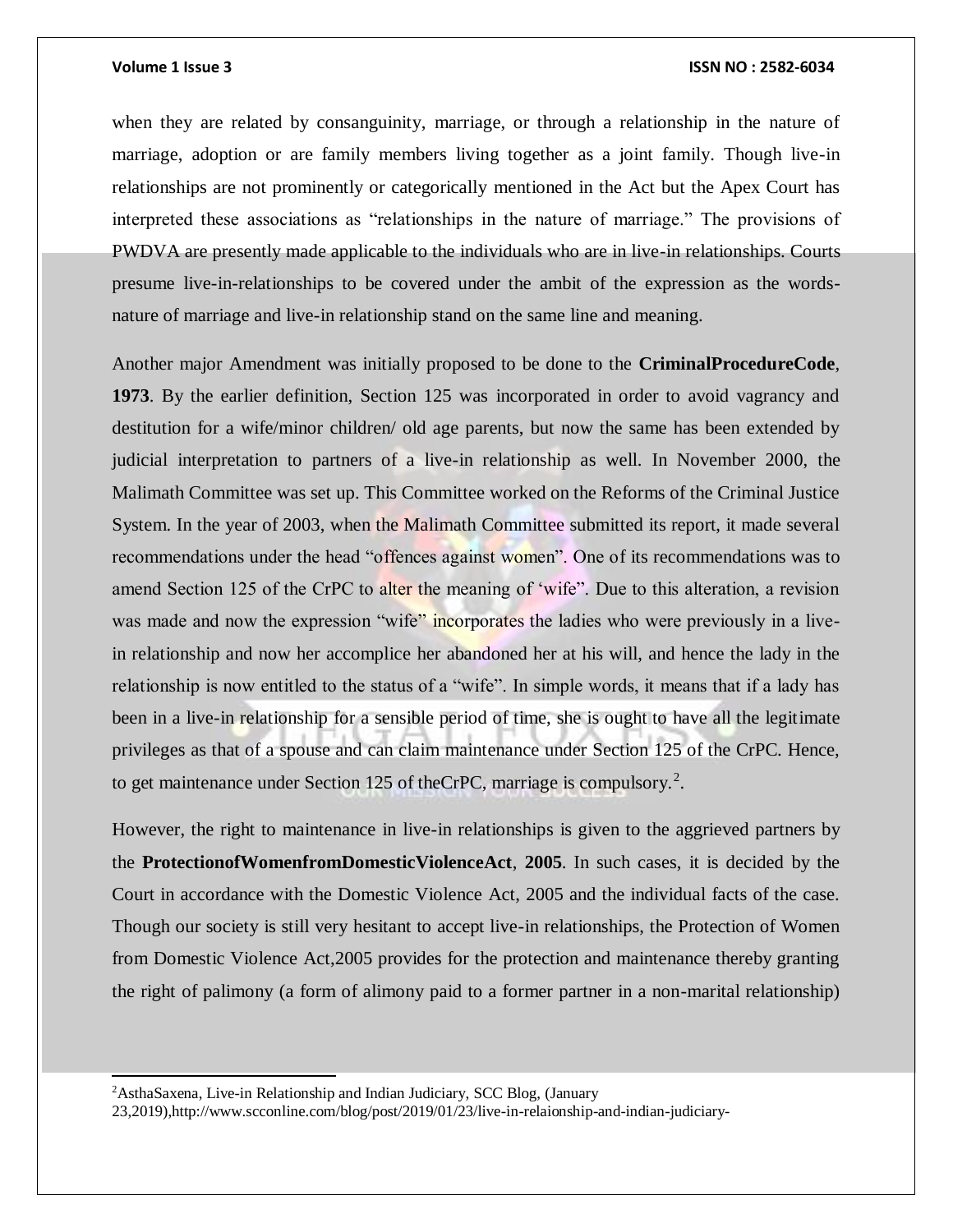when they are related by consanguinity, marriage, or through a relationship in the nature of marriage, adoption or are family members living together as a joint family. Though live-in relationships are not prominently or categorically mentioned in the Act but the Apex Court has interpreted these associations as "relationships in the nature of marriage." The provisions of PWDVA are presently made applicable to the individuals who are in live-in relationships. Courts presume live-in-relationships to be covered under the ambit of the expression as the words- nature of marriage and live-in relationship stand on the same line and meaning.

Another major Amendment was initially proposed to be done to the **CriminalProcedureCode**, **1973**. By the earlier definition, Section 125 was incorporated in order to avoid vagrancy and destitution for a wife/minor children/ old age parents, but now the same has been extended by judicial interpretation to partners of a live-in relationship as well. In November 2000, the Malimath Committee was set up. This Committee worked on the Reforms of the Criminal Justice System. In the year of 2003, when the Malimath Committee submitted its report, it made several recommendations under the head "offences against women". One of its recommendations was to amend Section 125 of the CrPC to alter the meaning of 'wife". Due to this alteration, a revision was made and now the expression "wife" incorporates the ladies who were previously in a live-in relationship and now her accomplice her abandoned her at his will, and hence the lady in the relationship is now entitled to the status of a "wife". In simple words, it means that if a lady has been in a live-in relationship for a sensible period of time, she is ought to have all the legitimate privileges as that of a spouse and can claim maintenance under Section 125 of the CrPC. Hence, to get maintenance under Section 125 of theCrPC, marriage is compulsory.[2].

However, the right to maintenance in live-in relationships is given to the aggrieved partners by the **ProtectionofWomenfromDomesticViolenceAct**, **2005**. In such cases, it is decided by the Court in accordance with the Domestic Violence Act, 2005 and the individual facts of the case. Though our society is still very hesitant to accept live-in relationships, the Protection of Women from Domestic Violence Act,2005 provides for the protection and maintenance thereby granting the right of palimony (a form of alimony paid to a former partner in a non-marital relationship)

---

[2]AsthaSaxena, Live-in Relationship and Indian Judiciary, SCC Blog, (January 23,2019),http://www.scconline.com/blog/post/2019/01/23/live-in-relaionship-and-indian-judiciary-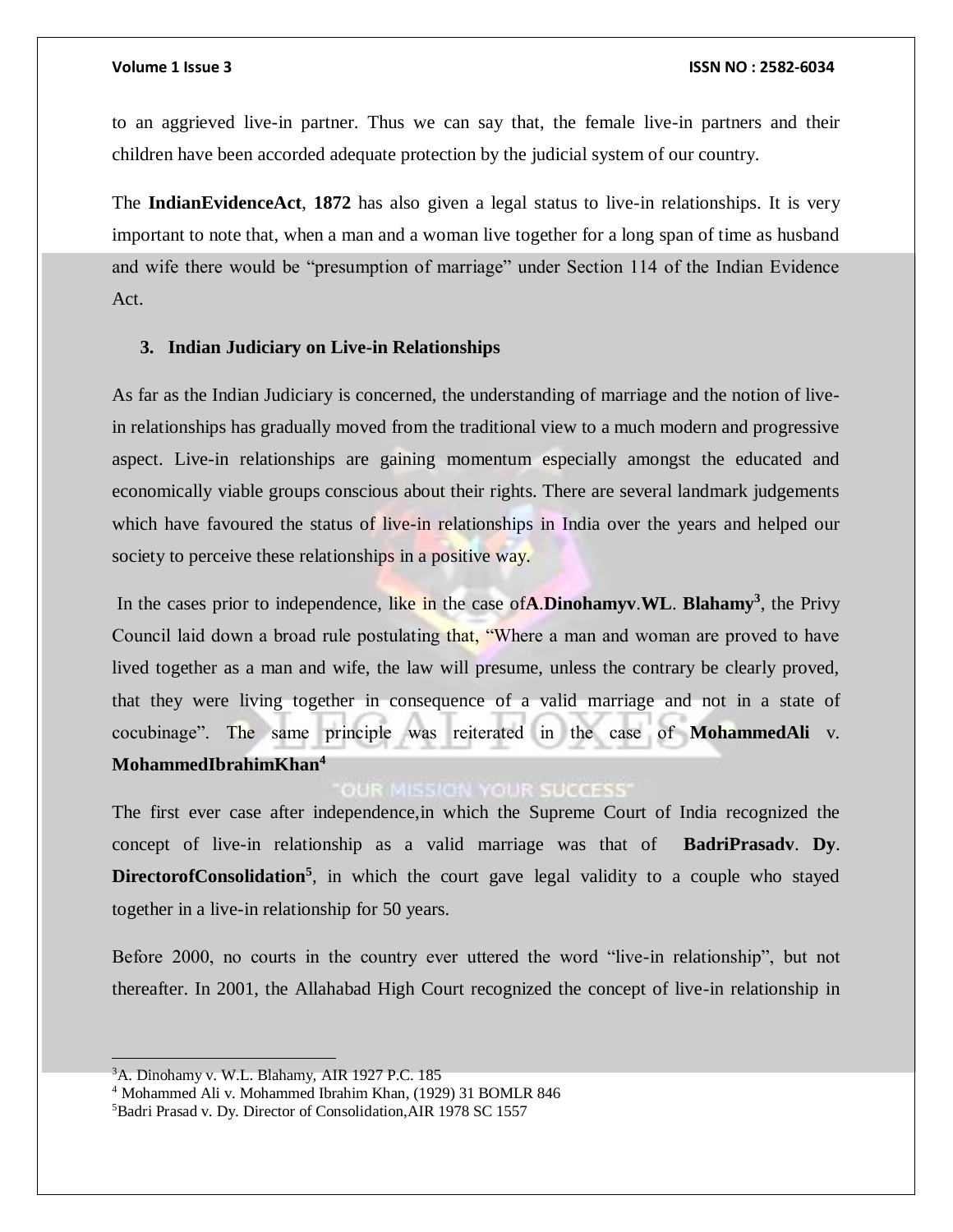to an aggrieved live-in partner. Thus we can say that, the female live-in partners and their children have been accorded adequate protection by the judicial system of our country.

The **IndianEvidenceAct**, **1872** has also given a legal status to live-in relationships. It is very important to note that, when a man and a woman live together for a long span of time as husband and wife there would be "presumption of marriage" under Section 114 of the Indian Evidence Act.

### 3. Indian Judiciary on Live-in Relationships

As far as the Indian Judiciary is concerned, the understanding of marriage and the notion of live-in relationships has gradually moved from the traditional view to a much modern and progressive aspect. Live-in relationships are gaining momentum especially amongst the educated and economically viable groups conscious about their rights. There are several landmark judgements which have favoured the status of live-in relationships in India over the years and helped our society to perceive these relationships in a positive way.

In the cases prior to independence, like in the case of**A**.**Dinohamyv**.**WL**. **Blahamy**[3], the Privy Council laid down a broad rule postulating that, "Where a man and woman are proved to have lived together as a man and wife, the law will presume, unless the contrary be clearly proved, that they were living together in consequence of a valid marriage and not in a state of cocubinage". The same principle was reiterated in the case of **MohammedAli** v. **MohammedIbrahimKhan**[4]

The first ever case after independence,in which the Supreme Court of India recognized the concept of live-in relationship as a valid marriage was that of **BadriPrasadv**. **Dy**. **DirectorofConsolidation**[5], in which the court gave legal validity to a couple who stayed together in a live-in relationship for 50 years.

Before 2000, no courts in the country ever uttered the word "live-in relationship", but not thereafter. In 2001, the Allahabad High Court recognized the concept of live-in relationship in

---

[3]A. Dinohamy v. W.L. Blahamy, AIR 1927 P.C. 185

[4] Mohammed Ali v. Mohammed Ibrahim Khan, (1929) 31 BOMLR 846

[5]Badri Prasad v. Dy. Director of Consolidation,AIR 1978 SC 1557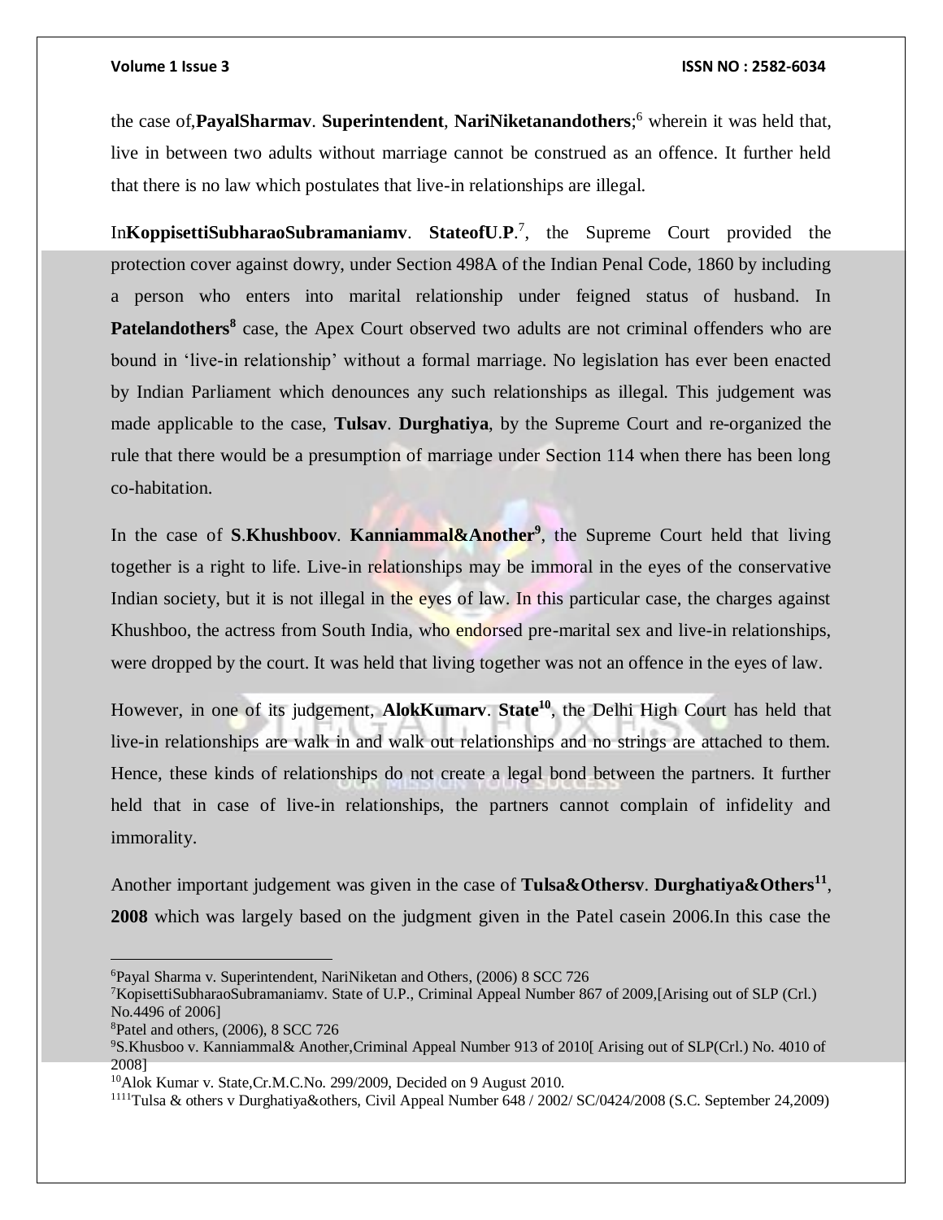the case of,**PayalSharmav**. **Superintendent**, **NariNiketanandothers**;[6] wherein it was held that, live in between two adults without marriage cannot be construed as an offence. It further held that there is no law which postulates that live-in relationships are illegal.

In**KoppisettiSubharaoSubramaniamv**. **StateofU**.**P**.[7], the Supreme Court provided the protection cover against dowry, under Section 498A of the Indian Penal Code, 1860 by including a person who enters into marital relationship under feigned status of husband. In **Patelandothers**[8] case, the Apex Court observed two adults are not criminal offenders who are bound in 'live-in relationship' without a formal marriage. No legislation has ever been enacted by Indian Parliament which denounces any such relationships as illegal. This judgement was made applicable to the case, **Tulsav**. **Durghatiya**, by the Supreme Court and re-organized the rule that there would be a presumption of marriage under Section 114 when there has been long co-habitation.

In the case of **S**.**Khushboov**. **Kanniammal&Another**[9], the Supreme Court held that living together is a right to life. Live-in relationships may be immoral in the eyes of the conservative Indian society, but it is not illegal in the eyes of law. In this particular case, the charges against Khushboo, the actress from South India, who endorsed pre-marital sex and live-in relationships, were dropped by the court. It was held that living together was not an offence in the eyes of law.

However, in one of its judgement, **AlokKumarv**. **State**[10], the Delhi High Court has held that live-in relationships are walk in and walk out relationships and no strings are attached to them. Hence, these kinds of relationships do not create a legal bond between the partners. It further held that in case of live-in relationships, the partners cannot complain of infidelity and immorality.

Another important judgement was given in the case of **Tulsa&Othersv**. **Durghatiya&Others**[11], **2008** which was largely based on the judgment given in the Patel casein 2006.In this case the

---

[6]Payal Sharma v. Superintendent, NariNiketan and Others, (2006) 8 SCC 726

[7]KopisettiSubharaoSubramaniamv. State of U.P., Criminal Appeal Number 867 of 2009,[Arising out of SLP (Crl.) No.4496 of 2006]

[8]Patel and others, (2006), 8 SCC 726

[9]S.Khusboo v. Kanniammal& Another,Criminal Appeal Number 913 of 2010[ Arising out of SLP(Crl.) No. 4010 of 2008]

[10]Alok Kumar v. State,Cr.M.C.No. 299/2009, Decided on 9 August 2010.

[1111]Tulsa & others v Durghatiya&others, Civil Appeal Number 648 / 2002/ SC/0424/2008 (S.C. September 24,2009)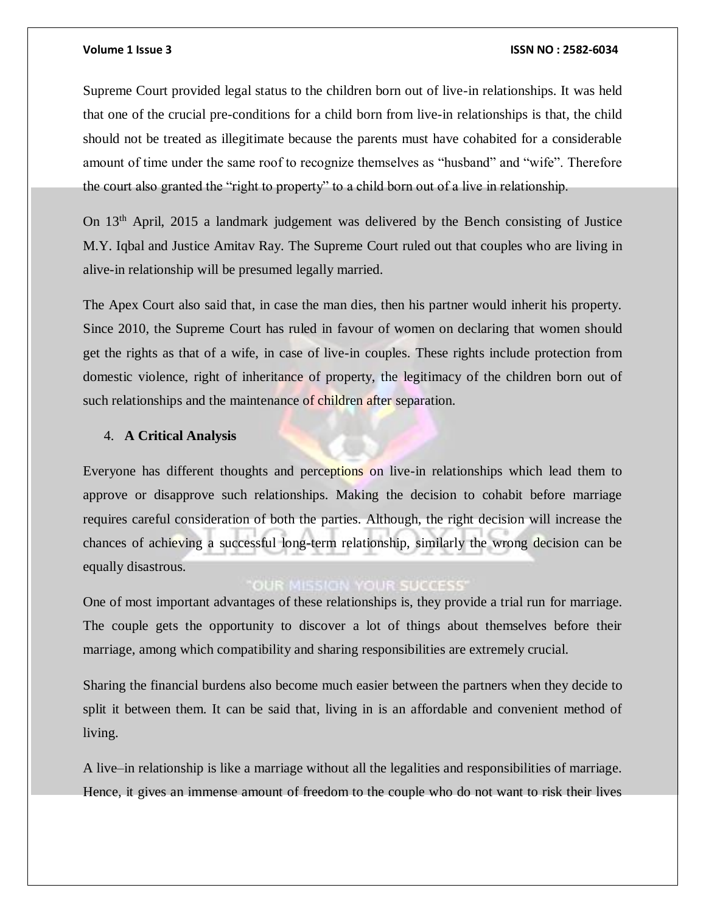Supreme Court provided legal status to the children born out of live-in relationships. It was held that one of the crucial pre-conditions for a child born from live-in relationships is that, the child should not be treated as illegitimate because the parents must have cohabited for a considerable amount of time under the same roof to recognize themselves as "husband" and "wife". Therefore the court also granted the "right to property" to a child born out of a live in relationship.

On 13th April, 2015 a landmark judgement was delivered by the Bench consisting of Justice M.Y. Iqbal and Justice Amitav Ray. The Supreme Court ruled out that couples who are living in alive-in relationship will be presumed legally married.

The Apex Court also said that, in case the man dies, then his partner would inherit his property. Since 2010, the Supreme Court has ruled in favour of women on declaring that women should get the rights as that of a wife, in case of live-in couples. These rights include protection from domestic violence, right of inheritance of property, the legitimacy of the children born out of such relationships and the maintenance of children after separation.

## 4. A Critical Analysis

Everyone has different thoughts and perceptions on live-in relationships which lead them to approve or disapprove such relationships. Making the decision to cohabit before marriage requires careful consideration of both the parties. Although, the right decision will increase the chances of achieving a successful long-term relationship, similarly the wrong decision can be equally disastrous.

One of most important advantages of these relationships is, they provide a trial run for marriage. The couple gets the opportunity to discover a lot of things about themselves before their marriage, among which compatibility and sharing responsibilities are extremely crucial.

Sharing the financial burdens also become much easier between the partners when they decide to split it between them. It can be said that, living in is an affordable and convenient method of living.

A live–in relationship is like a marriage without all the legalities and responsibilities of marriage. Hence, it gives an immense amount of freedom to the couple who do not want to risk their lives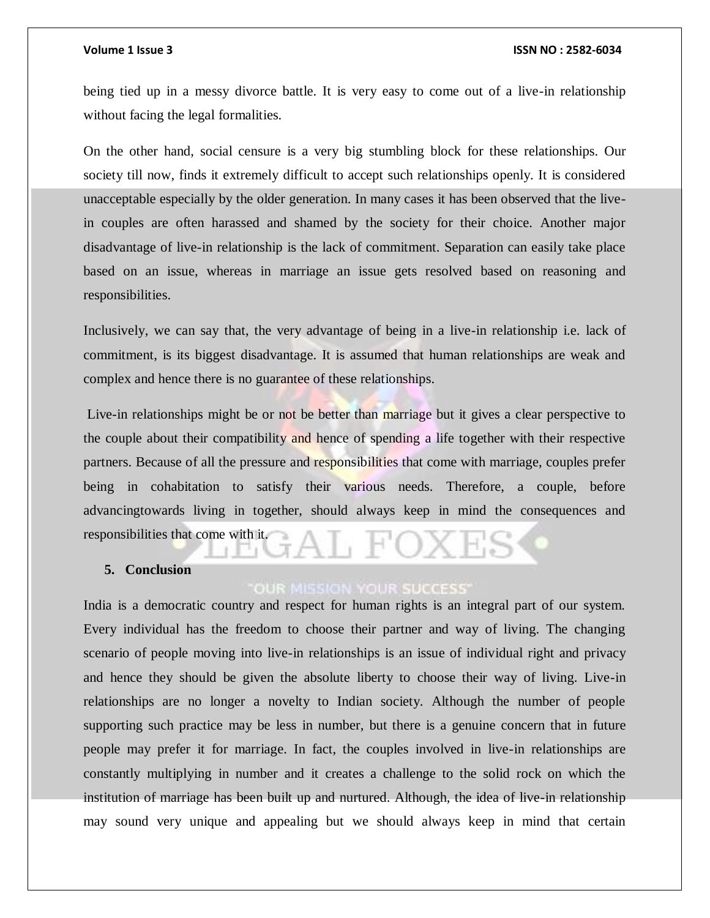being tied up in a messy divorce battle. It is very easy to come out of a live-in relationship without facing the legal formalities.

On the other hand, social censure is a very big stumbling block for these relationships. Our society till now, finds it extremely difficult to accept such relationships openly. It is considered unacceptable especially by the older generation. In many cases it has been observed that the live-in couples are often harassed and shamed by the society for their choice. Another major disadvantage of live-in relationship is the lack of commitment. Separation can easily take place based on an issue, whereas in marriage an issue gets resolved based on reasoning and responsibilities.

Inclusively, we can say that, the very advantage of being in a live-in relationship i.e. lack of commitment, is its biggest disadvantage. It is assumed that human relationships are weak and complex and hence there is no guarantee of these relationships.

Live-in relationships might be or not be better than marriage but it gives a clear perspective to the couple about their compatibility and hence of spending a life together with their respective partners. Because of all the pressure and responsibilities that come with marriage, couples prefer being in cohabitation to satisfy their various needs. Therefore, a couple, before advancingtowards living in together, should always keep in mind the consequences and responsibilities that come with it.

## 5. Conclusion

India is a democratic country and respect for human rights is an integral part of our system. Every individual has the freedom to choose their partner and way of living. The changing scenario of people moving into live-in relationships is an issue of individual right and privacy and hence they should be given the absolute liberty to choose their way of living. Live-in relationships are no longer a novelty to Indian society. Although the number of people supporting such practice may be less in number, but there is a genuine concern that in future people may prefer it for marriage. In fact, the couples involved in live-in relationships are constantly multiplying in number and it creates a challenge to the solid rock on which the institution of marriage has been built up and nurtured. Although, the idea of live-in relationship may sound very unique and appealing but we should always keep in mind that certain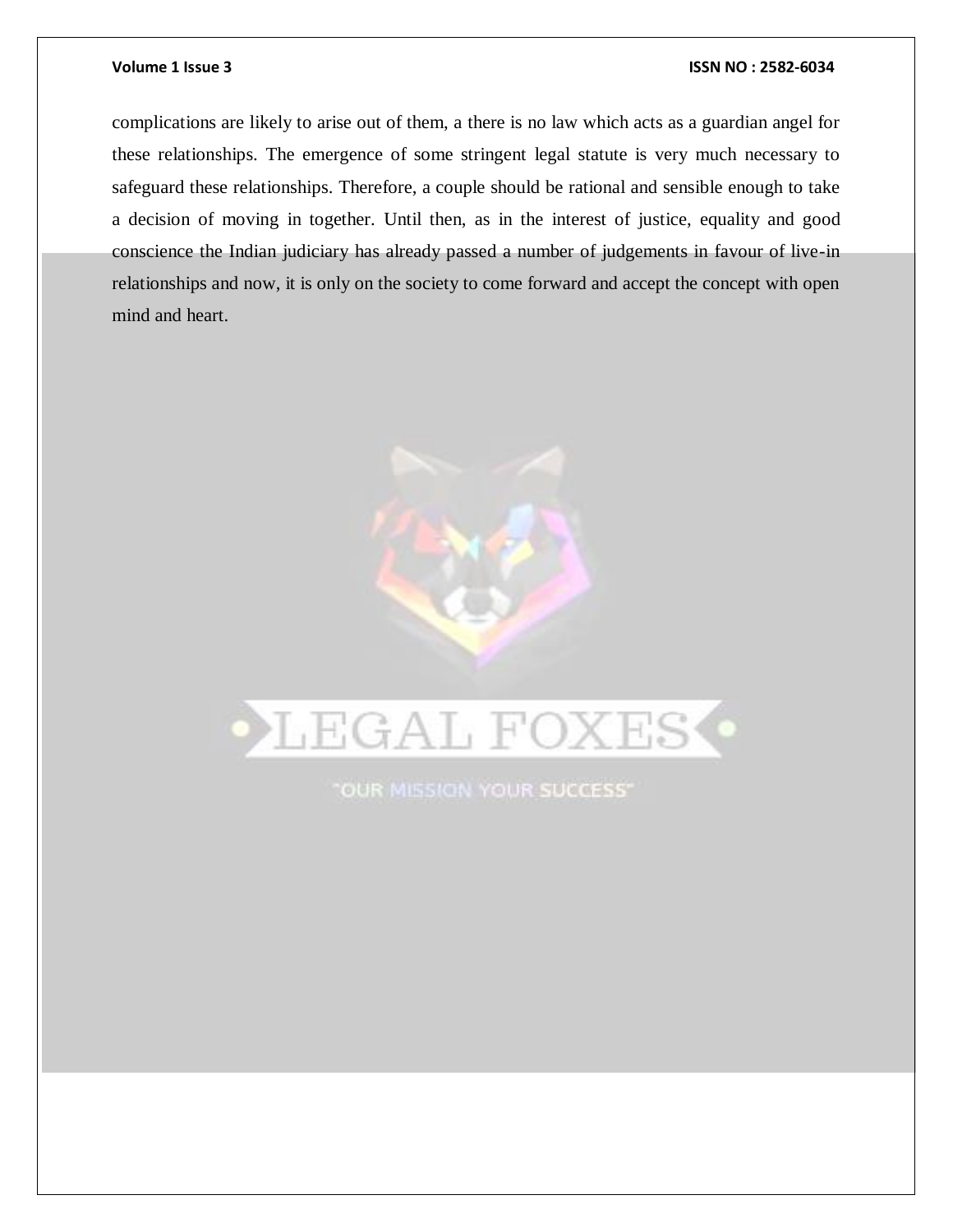complications are likely to arise out of them, a there is no law which acts as a guardian angel for these relationships. The emergence of some stringent legal statute is very much necessary to safeguard these relationships. Therefore, a couple should be rational and sensible enough to take a decision of moving in together. Until then, as in the interest of justice, equality and good conscience the Indian judiciary has already passed a number of judgements in favour of live-in relationships and now, it is only on the society to come forward and accept the concept with open mind and heart.